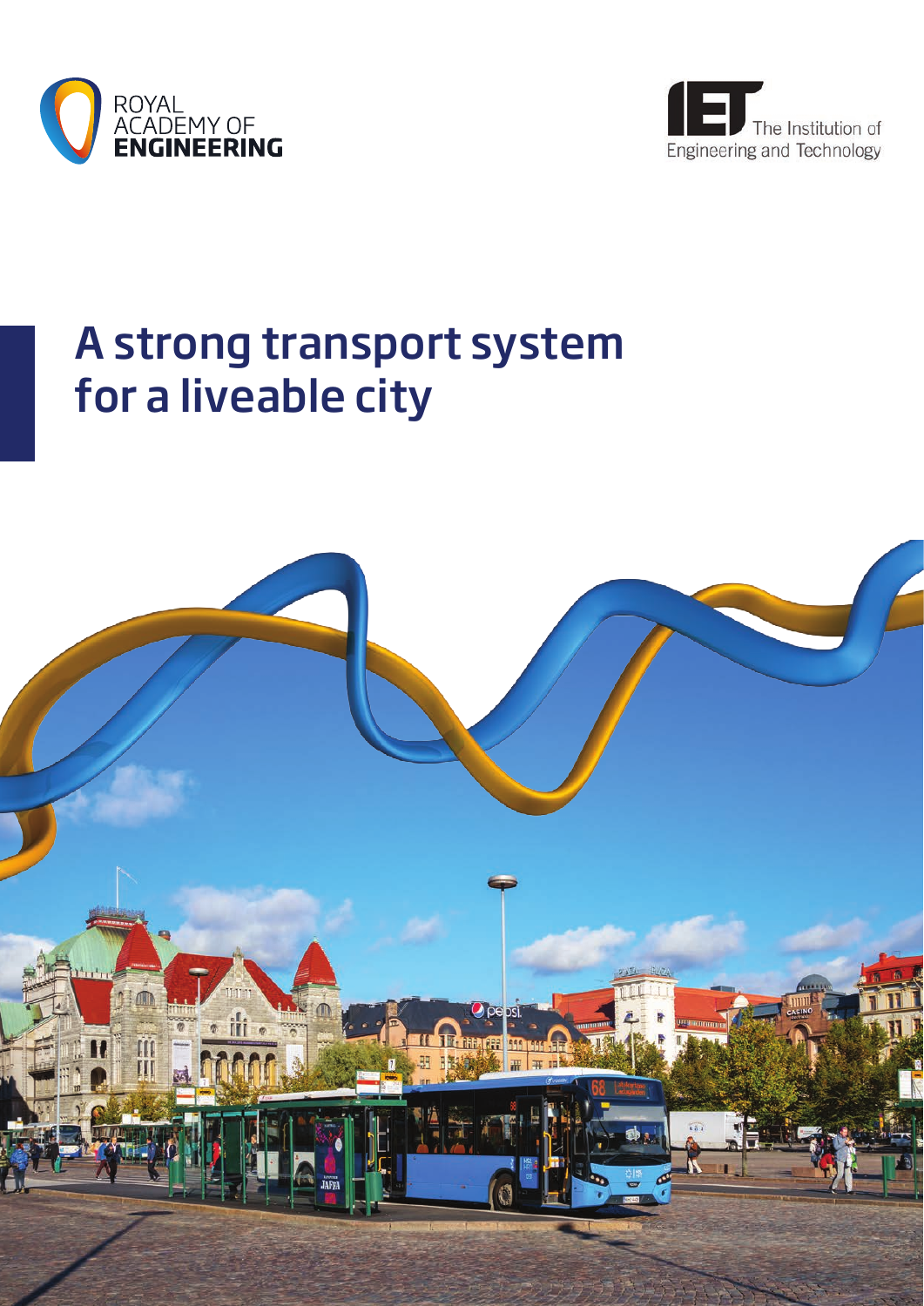ROYAL ACADEMY OF ENGINEERING

The Institution of Engineering and Technology

# A strong transport system for a liveable city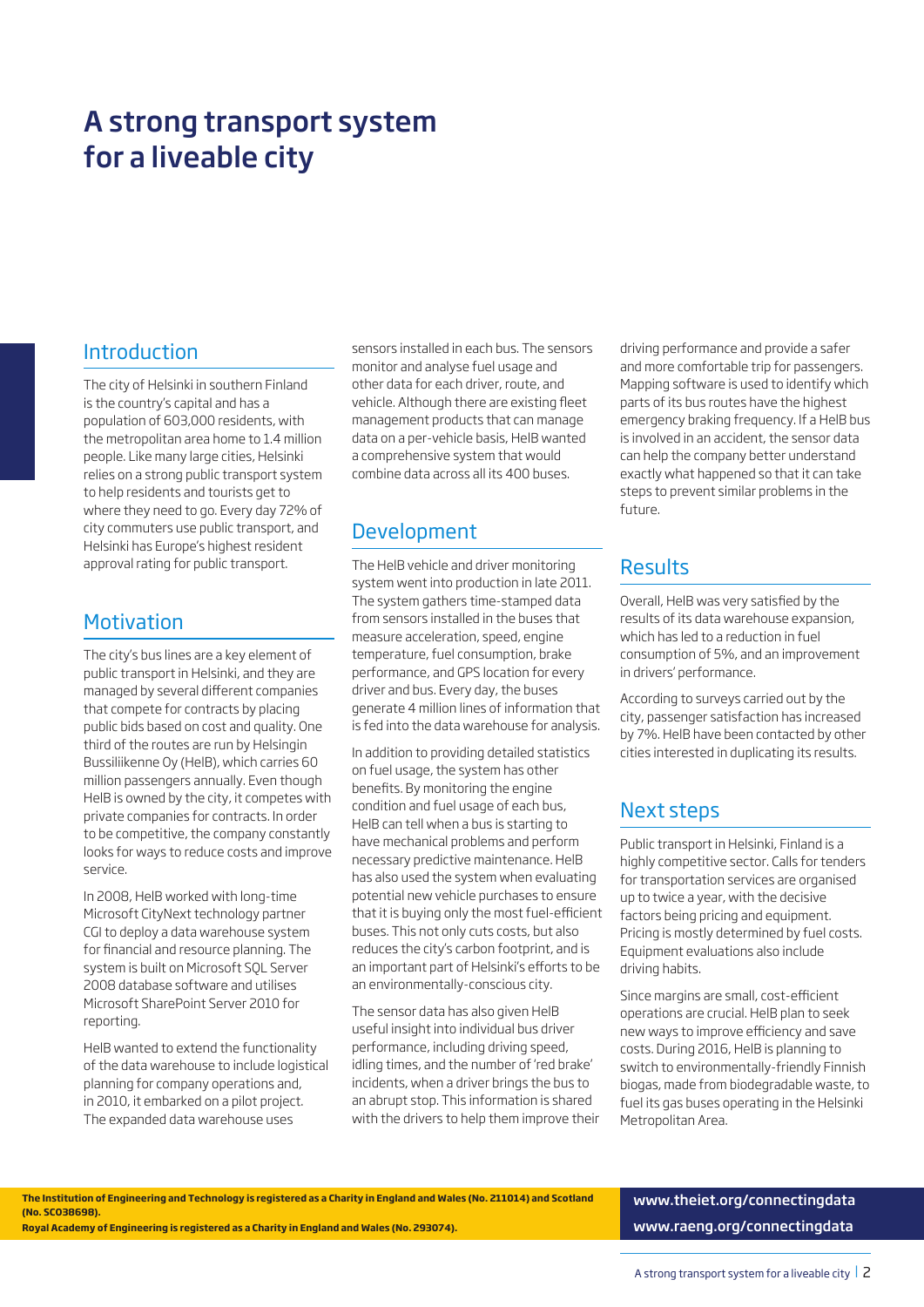# A strong transport system for a liveable city

## Introduction

The city of Helsinki in southern Finland is the country's capital and has a population of 603,000 residents, with the metropolitan area home to 1.4 million people. Like many large cities, Helsinki relies on a strong public transport system to help residents and tourists get to where they need to go. Every day 72% of city commuters use public transport, and Helsinki has Europe's highest resident approval rating for public transport.

## Motivation

The city's bus lines are a key element of public transport in Helsinki, and they are managed by several different companies that compete for contracts by placing public bids based on cost and quality. One third of the routes are run by Helsingin Bussiliikenne Oy (HelB), which carries 60 million passengers annually. Even though HelB is owned by the city, it competes with private companies for contracts. In order to be competitive, the company constantly looks for ways to reduce costs and improve service.

In 2008, HelB worked with long-time Microsoft CityNext technology partner CGI to deploy a data warehouse system for financial and resource planning. The system is built on Microsoft SQL Server 2008 database software and utilises Microsoft SharePoint Server 2010 for reporting.

HelB wanted to extend the functionality of the data warehouse to include logistical planning for company operations and, in 2010, it embarked on a pilot project. The expanded data warehouse uses sensors installed in each bus. The sensors monitor and analyse fuel usage and other data for each driver, route, and vehicle. Although there are existing fleet management products that can manage data on a per-vehicle basis, HelB wanted a comprehensive system that would combine data across all its 400 buses.

## Development

The HelB vehicle and driver monitoring system went into production in late 2011. The system gathers time-stamped data from sensors installed in the buses that measure acceleration, speed, engine temperature, fuel consumption, brake performance, and GPS location for every driver and bus. Every day, the buses generate 4 million lines of information that is fed into the data warehouse for analysis.

In addition to providing detailed statistics on fuel usage, the system has other benefits. By monitoring the engine condition and fuel usage of each bus, HelB can tell when a bus is starting to have mechanical problems and perform necessary predictive maintenance. HelB has also used the system when evaluating potential new vehicle purchases to ensure that it is buying only the most fuel-efficient buses. This not only cuts costs, but also reduces the city's carbon footprint, and is an important part of Helsinki's efforts to be an environmentally-conscious city.

The sensor data has also given HelB useful insight into individual bus driver performance, including driving speed, idling times, and the number of 'red brake' incidents, when a driver brings the bus to an abrupt stop. This information is shared with the drivers to help them improve their driving performance and provide a safer and more comfortable trip for passengers. Mapping software is used to identify which parts of its bus routes have the highest emergency braking frequency. If a HelB bus is involved in an accident, the sensor data can help the company better understand exactly what happened so that it can take steps to prevent similar problems in the future.

## Results

Overall, HelB was very satisfied by the results of its data warehouse expansion, which has led to a reduction in fuel consumption of 5%, and an improvement in drivers' performance.

According to surveys carried out by the city, passenger satisfaction has increased by 7%. HelB have been contacted by other cities interested in duplicating its results.

## Next steps

Public transport in Helsinki, Finland is a highly competitive sector. Calls for tenders for transportation services are organised up to twice a year, with the decisive factors being pricing and equipment. Pricing is mostly determined by fuel costs. Equipment evaluations also include driving habits.

Since margins are small, cost-efficient operations are crucial. HelB plan to seek new ways to improve efficiency and save costs. During 2016, HelB is planning to switch to environmentally-friendly Finnish biogas, made from biodegradable waste, to fuel its gas buses operating in the Helsinki Metropolitan Area.

**The Institution of Engineering and Technology is registered as a Charity in England and Wales (No. 211014) and Scotland (No. SC038698).**
**Royal Academy of Engineering is registered as a Charity in England and Wales (No. 293074).**

**www.theiet.org/connectingdata**
**www.raeng.org/connectingdata**